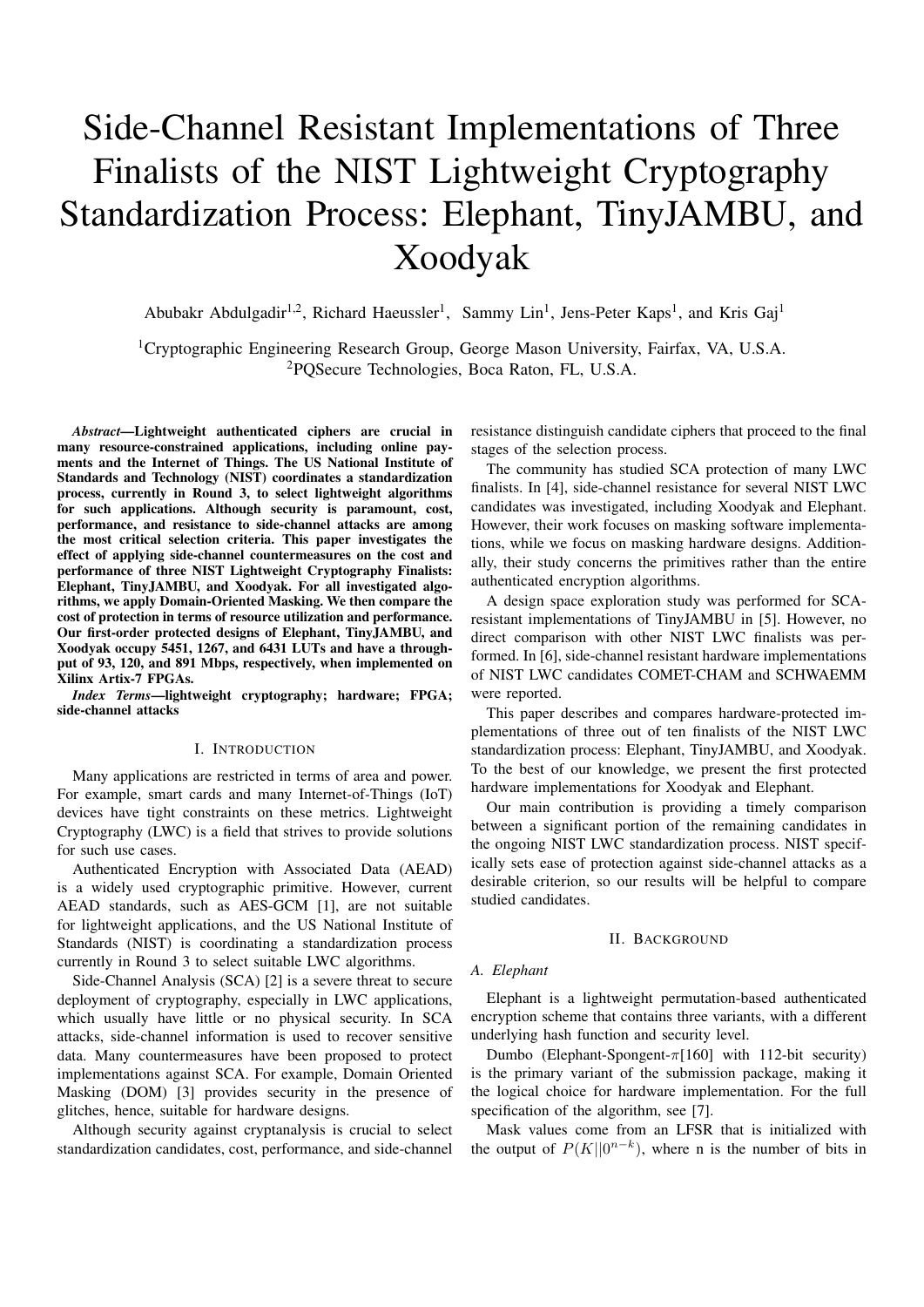# Side-Channel Resistant Implementations of Three Finalists of the NIST Lightweight Cryptography Standardization Process: Elephant, TinyJAMBU, and Xoodyak

Abubakr Abdulgadir[1,2], Richard Haeussler[1], Sammy Lin[1], Jens-Peter Kaps[1], and Kris Gaj[1]

[1]Cryptographic Engineering Research Group, George Mason University, Fairfax, VA, U.S.A.
[2]PQSecure Technologies, Boca Raton, FL, U.S.A.

***Abstract*—Lightweight authenticated ciphers are crucial in many resource-constrained applications, including online payments and the Internet of Things. The US National Institute of Standards and Technology (NIST) coordinates a standardization process, currently in Round 3, to select lightweight algorithms for such applications. Although security is paramount, cost, performance, and resistance to side-channel attacks are among the most critical selection criteria. This paper investigates the effect of applying side-channel countermeasures on the cost and performance of three NIST Lightweight Cryptography Finalists: Elephant, TinyJAMBU, and Xoodyak. For all investigated algorithms, we apply Domain-Oriented Masking. We then compare the cost of protection in terms of resource utilization and performance. Our first-order protected designs of Elephant, TinyJAMBU, and Xoodyak occupy 5451, 1267, and 6431 LUTs and have a throughput of 93, 120, and 891 Mbps, respectively, when implemented on Xilinx Artix-7 FPGAs.**

***Index Terms*—lightweight cryptography; hardware; FPGA; side-channel attacks**

## I. Introduction

Many applications are restricted in terms of area and power. For example, smart cards and many Internet-of-Things (IoT) devices have tight constraints on these metrics. Lightweight Cryptography (LWC) is a field that strives to provide solutions for such use cases.

Authenticated Encryption with Associated Data (AEAD) is a widely used cryptographic primitive. However, current AEAD standards, such as AES-GCM [1], are not suitable for lightweight applications, and the US National Institute of Standards (NIST) is coordinating a standardization process currently in Round 3 to select suitable LWC algorithms.

Side-Channel Analysis (SCA) [2] is a severe threat to secure deployment of cryptography, especially in LWC applications, which usually have little or no physical security. In SCA attacks, side-channel information is used to recover sensitive data. Many countermeasures have been proposed to protect implementations against SCA. For example, Domain Oriented Masking (DOM) [3] provides security in the presence of glitches, hence, suitable for hardware designs.

Although security against cryptanalysis is crucial to select standardization candidates, cost, performance, and side-channel resistance distinguish candidate ciphers that proceed to the final stages of the selection process.

The community has studied SCA protection of many LWC finalists. In [4], side-channel resistance for several NIST LWC candidates was investigated, including Xoodyak and Elephant. However, their work focuses on masking software implementations, while we focus on masking hardware designs. Additionally, their study concerns the primitives rather than the entire authenticated encryption algorithms.

A design space exploration study was performed for SCA-resistant implementations of TinyJAMBU in [5]. However, no direct comparison with other NIST LWC finalists was performed. In [6], side-channel resistant hardware implementations of NIST LWC candidates COMET-CHAM and SCHWAEMM were reported.

This paper describes and compares hardware-protected implementations of three out of ten finalists of the NIST LWC standardization process: Elephant, TinyJAMBU, and Xoodyak. To the best of our knowledge, we present the first protected hardware implementations for Xoodyak and Elephant.

Our main contribution is providing a timely comparison between a significant portion of the remaining candidates in the ongoing NIST LWC standardization process. NIST specifically sets ease of protection against side-channel attacks as a desirable criterion, so our results will be helpful to compare studied candidates.

## II. Background

### A. Elephant

Elephant is a lightweight permutation-based authenticated encryption scheme that contains three variants, with a different underlying hash function and security level.

Dumbo (Elephant-Spongent-$\pi$[160] with 112-bit security) is the primary variant of the submission package, making it the logical choice for hardware implementation. For the full specification of the algorithm, see [7].

Mask values come from an LFSR that is initialized with the output of $P(K||0^{n-k})$, where n is the number of bits in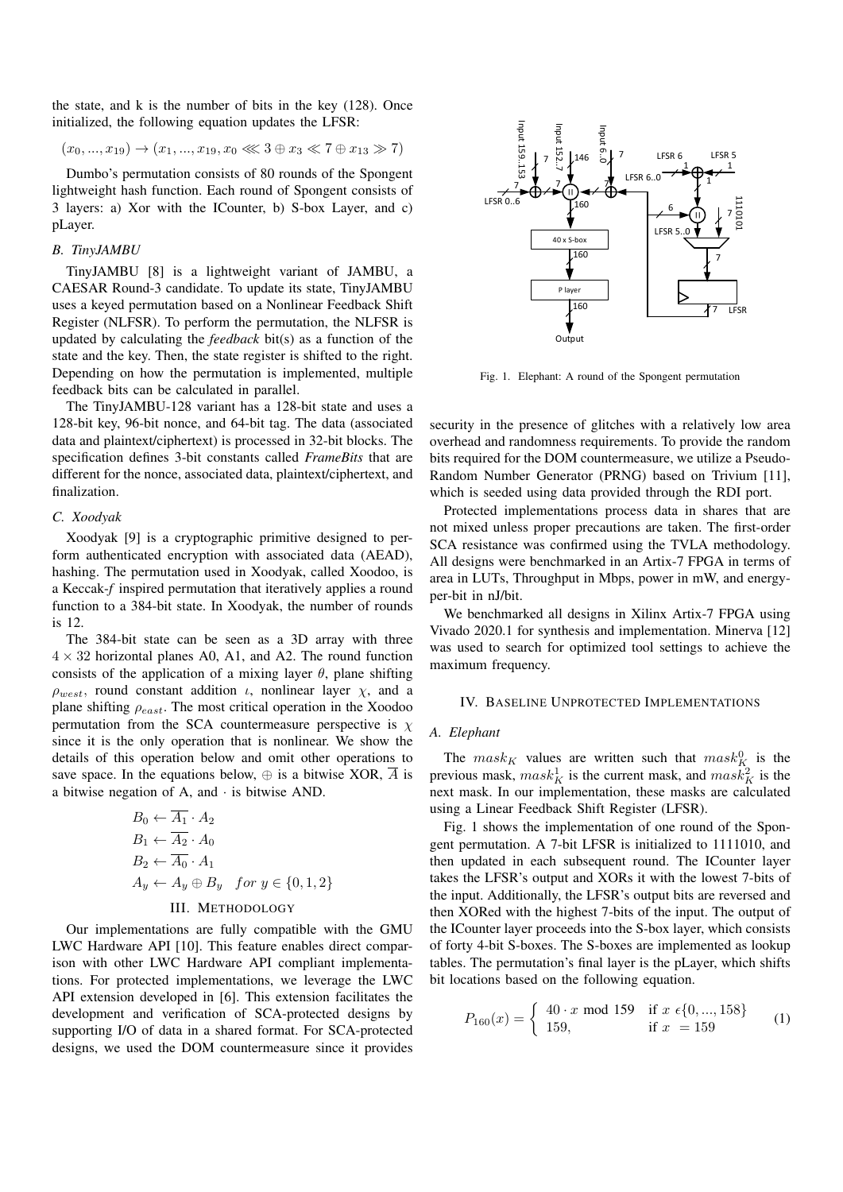the state, and k is the number of bits in the key (128). Once initialized, the following equation updates the LFSR:

$$(x_0, ..., x_{19}) \rightarrow (x_1, ..., x_{19}, x_0 \lll 3 \oplus x_3 \ll 7 \oplus x_{13} \gg 7)$$

Dumbo's permutation consists of 80 rounds of the Spongent lightweight hash function. Each round of Spongent consists of 3 layers: a) Xor with the ICounter, b) S-box Layer, and c) pLayer.

### B. TinyJAMBU

TinyJAMBU [8] is a lightweight variant of JAMBU, a CAESAR Round-3 candidate. To update its state, TinyJAMBU uses a keyed permutation based on a Nonlinear Feedback Shift Register (NLFSR). To perform the permutation, the NLFSR is updated by calculating the *feedback* bit(s) as a function of the state and the key. Then, the state register is shifted to the right. Depending on how the permutation is implemented, multiple feedback bits can be calculated in parallel.

The TinyJAMBU-128 variant has a 128-bit state and uses a 128-bit key, 96-bit nonce, and 64-bit tag. The data (associated data and plaintext/ciphertext) is processed in 32-bit blocks. The specification defines 3-bit constants called *FrameBits* that are different for the nonce, associated data, plaintext/ciphertext, and finalization.

### C. Xoodyak

Xoodyak [9] is a cryptographic primitive designed to perform authenticated encryption with associated data (AEAD), hashing. The permutation used in Xoodyak, called Xoodoo, is a Keccak-*f* inspired permutation that iteratively applies a round function to a 384-bit state. In Xoodyak, the number of rounds is 12.

The 384-bit state can be seen as a 3D array with three $4 \times 32$ horizontal planes A0, A1, and A2. The round function consists of the application of a mixing layer $\theta$, plane shifting $\rho_{west}$, round constant addition $\iota$, nonlinear layer $\chi$, and a plane shifting $\rho_{east}$. The most critical operation in the Xoodoo permutation from the SCA countermeasure perspective is $\chi$ since it is the only operation that is nonlinear. We show the details of this operation below and omit other operations to save space. In the equations below, $\oplus$ is a bitwise XOR, $\overline{A}$ is a bitwise negation of A, and $\cdot$ is bitwise AND.

$$B_0 \leftarrow \overline{A_1} \cdot A_2$$
$$B_1 \leftarrow \overline{A_2} \cdot A_0$$
$$B_2 \leftarrow \overline{A_0} \cdot A_1$$
$$A_y \leftarrow A_y \oplus B_y \quad for\ y \in \{0, 1, 2\}$$

## III. Methodology

Our implementations are fully compatible with the GMU LWC Hardware API [10]. This feature enables direct comparison with other LWC Hardware API compliant implementations. For protected implementations, we leverage the LWC API extension developed in [6]. This extension facilitates the development and verification of SCA-protected designs by supporting I/O of data in a shared format. For SCA-protected designs, we used the DOM countermeasure since it provides security in the presence of glitches with a relatively low area overhead and randomness requirements. To provide the random bits required for the DOM countermeasure, we utilize a Pseudo-Random Number Generator (PRNG) based on Trivium [11], which is seeded using data provided through the RDI port.

Protected implementations process data in shares that are not mixed unless proper precautions are taken. The first-order SCA resistance was confirmed using the TVLA methodology. All designs were benchmarked in an Artix-7 FPGA in terms of area in LUTs, Throughput in Mbps, power in mW, and energy-per-bit in nJ/bit.

We benchmarked all designs in Xilinx Artix-7 FPGA using Vivado 2020.1 for synthesis and implementation. Minerva [12] was used to search for optimized tool settings to achieve the maximum frequency.

Fig. 1. Elephant: A round of the Spongent permutation

## IV. Baseline Unprotected Implementations

### A. Elephant

The $mask_K$ values are written such that $mask_K^0$ is the previous mask, $mask_K^1$ is the current mask, and $mask_K^2$ is the next mask. In our implementation, these masks are calculated using a Linear Feedback Shift Register (LFSR).

Fig. 1 shows the implementation of one round of the Spongent permutation. A 7-bit LFSR is initialized to 1111010, and then updated in each subsequent round. The ICounter layer takes the LFSR's output and XORs it with the lowest 7-bits of the input. Additionally, the LFSR's output bits are reversed and then XORed with the highest 7-bits of the input. The output of the ICounter layer proceeds into the S-box layer, which consists of forty 4-bit S-boxes. The S-boxes are implemented as lookup tables. The permutation's final layer is the pLayer, which shifts bit locations based on the following equation.

$$P_{160}(x) = \begin{cases} 40 \cdot x \bmod 159 & \text{if } x \ \epsilon \{0, ..., 158\} \\ 159, & \text{if } x \ = 159 \end{cases} \tag{1}$$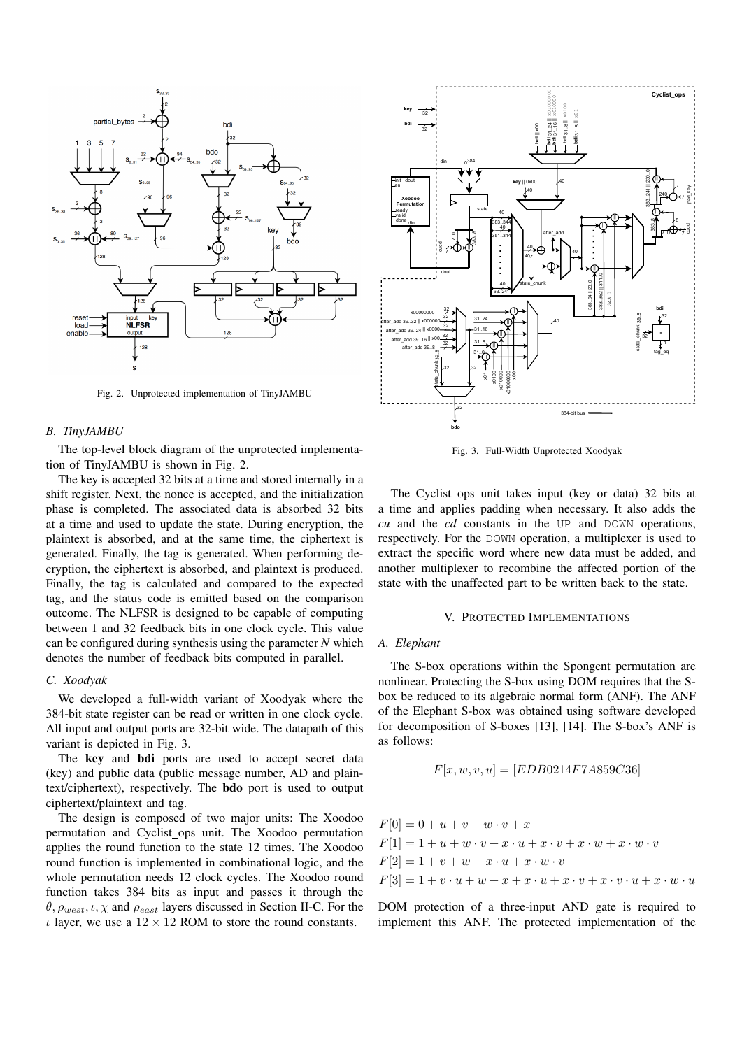Fig. 2. Unprotected implementation of TinyJAMBU

### B. TinyJAMBU

The top-level block diagram of the unprotected implementation of TinyJAMBU is shown in Fig. 2.

The key is accepted 32 bits at a time and stored internally in a shift register. Next, the nonce is accepted, and the initialization phase is completed. The associated data is absorbed 32 bits at a time and used to update the state. During encryption, the plaintext is absorbed, and at the same time, the ciphertext is generated. Finally, the tag is generated. When performing decryption, the ciphertext is absorbed, and plaintext is produced. Finally, the tag is calculated and compared to the expected tag, and the status code is emitted based on the comparison outcome. The NLFSR is designed to be capable of computing between 1 and 32 feedback bits in one clock cycle. This value can be configured during synthesis using the parameter *N* which denotes the number of feedback bits computed in parallel.

### C. Xoodyak

We developed a full-width variant of Xoodyak where the 384-bit state register can be read or written in one clock cycle. All input and output ports are 32-bit wide. The datapath of this variant is depicted in Fig. 3.

The **key** and **bdi** ports are used to accept secret data (key) and public data (public message number, AD and plaintext/ciphertext), respectively. The **bdo** port is used to output ciphertext/plaintext and tag.

The design is composed of two major units: The Xoodoo permutation and Cyclist_ops unit. The Xoodoo permutation applies the round function to the state 12 times. The Xoodoo round function is implemented in combinational logic, and the whole permutation needs 12 clock cycles. The Xoodoo round function takes 384 bits as input and passes it through the $\theta, \rho_{west}, \iota, \chi$ and $\rho_{east}$ layers discussed in Section II-C. For the $\iota$ layer, we use a $12 \times 12$ ROM to store the round constants.

Fig. 3. Full-Width Unprotected Xoodyak

The Cyclist_ops unit takes input (key or data) 32 bits at a time and applies padding when necessary. It also adds the *cu* and the *cd* constants in the UP and DOWN operations, respectively. For the DOWN operation, a multiplexer is used to extract the specific word where new data must be added, and another multiplexer to recombine the affected portion of the state with the unaffected part to be written back to the state.

## V. Protected Implementations

### A. Elephant

The S-box operations within the Spongent permutation are nonlinear. Protecting the S-box using DOM requires that the S-box be reduced to its algebraic normal form (ANF). The ANF of the Elephant S-box was obtained using software developed for decomposition of S-boxes [13], [14]. The S-box's ANF is as follows:

$$F[x, w, v, u] = [EDB0214F7A859C36]$$

$$F[0] = 0 + u + v + w \cdot v + x$$
$$F[1] = 1 + u + w \cdot v + x \cdot u + x \cdot v + x \cdot w + x \cdot w \cdot v$$
$$F[2] = 1 + v + w + x \cdot u + x \cdot w \cdot v$$
$$F[3] = 1 + v \cdot u + w + x + x \cdot u + x \cdot v + x \cdot v \cdot u + x \cdot w \cdot u$$

DOM protection of a three-input AND gate is required to implement this ANF. The protected implementation of the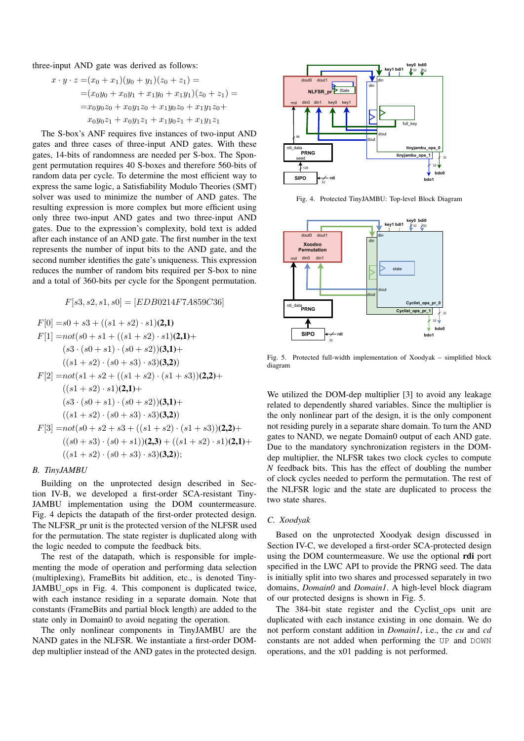three-input AND gate was derived as follows:

$$
\begin{aligned}
x \cdot y \cdot z =& (x_0 + x_1)(y_0 + y_1)(z_0 + z_1) = \\
=& (x_0y_0 + x_0y_1 + x_1y_0 + x_1y_1)(z_0 + z_1) = \\
=& x_0y_0z_0 + x_0y_1z_0 + x_1y_0z_0 + x_1y_1z_0 + \\
& x_0y_0z_1 + x_0y_1z_1 + x_1y_0z_1 + x_1y_1z_1
\end{aligned}
$$

The S-box's ANF requires five instances of two-input AND gates and three cases of three-input AND gates. With these gates, 14-bits of randomness are needed per S-box. The Spongent permutation requires 40 S-boxes and therefore 560-bits of random data per cycle. To determine the most efficient way to express the same logic, a Satisfiability Modulo Theories (SMT) solver was used to minimize the number of AND gates. The resulting expression is more complex but more efficient using only three two-input AND gates and two three-input AND gates. Due to the expression's complexity, bold text is added after each instance of an AND gate. The first number in the text represents the number of input bits to the AND gate, and the second number identifies the gate's uniqueness. This expression reduces the number of random bits required per S-box to nine and a total of 360-bits per cycle for the Spongent permutation.

$$F[s3, s2, s1, s0] = [EDB0214F7A859C36]$$

$$
\begin{aligned}
F[0] =& s0 + s3 + ((s1 + s2) \cdot s1)\mathbf{(2,1)} \\
F[1] =& not(s0 + s1 + ((s1 + s2) \cdot s1)\mathbf{(2,1)} + \\
& (s3 \cdot (s0 + s1) \cdot (s0 + s2))\mathbf{(3,1)} + \\
& ((s1 + s2) \cdot (s0 + s3) \cdot s3)\mathbf{(3,2)}) \\
F[2] =& not(s1 + s2 + ((s1 + s2) \cdot (s1 + s3))\mathbf{(2,2)} + \\
& ((s1 + s2) \cdot s1)\mathbf{(2,1)} + \\
& (s3 \cdot (s0 + s1) \cdot (s0 + s2))\mathbf{(3,1)} + \\
& ((s1 + s2) \cdot (s0 + s3) \cdot s3)\mathbf{(3,2)}) \\
F[3] =& not(s0 + s2 + s3 + ((s1 + s2) \cdot (s1 + s3))\mathbf{(2,2)} + \\
& ((s0 + s3) \cdot (s0 + s1))\mathbf{(2,3)} + ((s1 + s2) \cdot s1)\mathbf{(2,1)} + \\
& ((s1 + s2) \cdot (s0 + s3) \cdot s3)\mathbf{(3,2)});
\end{aligned}
$$

### B. TinyJAMBU

Building on the unprotected design described in Section IV-B, we developed a first-order SCA-resistant TinyJAMBU implementation using the DOM countermeasure. Fig. 4 depicts the datapath of the first-order protected design. The NLFSR_pr unit is the protected version of the NLFSR used for the permutation. The state register is duplicated along with the logic needed to compute the feedback bits.

The rest of the datapath, which is responsible for implementing the mode of operation and performing data selection (multiplexing), FrameBits bit addition, etc., is denoted TinyJAMBU_ops in Fig. 4. This component is duplicated twice, with each instance residing in a separate domain. Note that constants (FrameBits and partial block length) are added to the state only in Domain0 to avoid negating the operation.

The only nonlinear components in TinyJAMBU are the NAND gates in the NLFSR. We instantiate a first-order DOM-dep multiplier instead of the AND gates in the protected design.

Fig. 4. Protected TinyJAMBU: Top-level Block Diagram

Fig. 5. Protected full-width implementation of Xoodyak – simplified block diagram

We utilized the DOM-dep multiplier [3] to avoid any leakage related to dependently shared variables. Since the multiplier is the only nonlinear part of the design, it is the only component not residing purely in a separate share domain. To turn the AND gates to NAND, we negate Domain0 output of each AND gate. Due to the mandatory synchronization registers in the DOM-dep multiplier, the NLFSR takes two clock cycles to compute $N$ feedback bits. This has the effect of doubling the number of clock cycles needed to perform the permutation. The rest of the NLFSR logic and the state are duplicated to process the two state shares.

### C. Xoodyak

Based on the unprotected Xoodyak design discussed in Section IV-C, we developed a first-order SCA-protected design using the DOM countermeasure. We use the optional **rdi** port specified in the LWC API to provide the PRNG seed. The data is initially split into two shares and processed separately in two domains, *Domain0* and *Domain1*. A high-level block diagram of our protected designs is shown in Fig. 5.

The 384-bit state register and the Cyclist_ops unit are duplicated with each instance existing in one domain. We do not perform constant addition in *Domain1*, i.e., the *cu* and *cd* constants are not added when performing the UP and DOWN operations, and the x01 padding is not performed.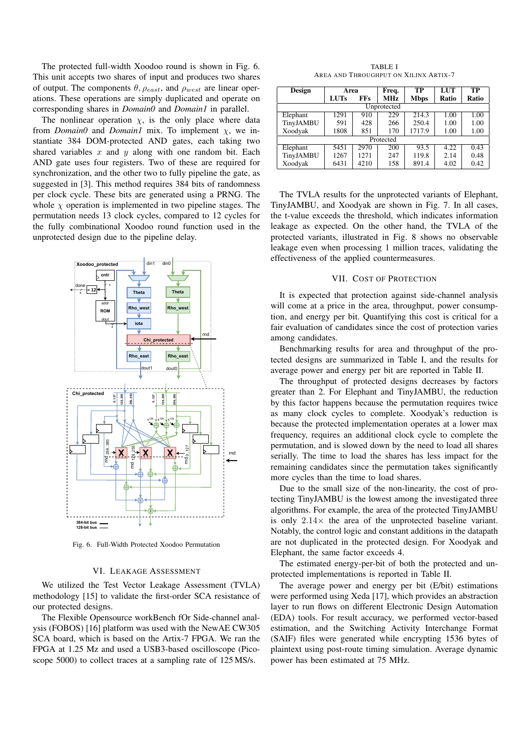The protected full-width Xoodoo round is shown in Fig. 6. This unit accepts two shares of input and produces two shares of output. The components $\theta$, $\rho_{east}$, and $\rho_{west}$ are linear operations. These operations are simply duplicated and operate on corresponding shares in *Domain0* and *Domain1* in parallel.

The nonlinear operation $\chi$, is the only place where data from *Domain0* and *Domain1* mix. To implement $\chi$, we instantiate 384 DOM-protected AND gates, each taking two shared variables $x$ and $y$ along with one random bit. Each AND gate uses four registers. Two of these are required for synchronization, and the other two to fully pipeline the gate, as suggested in [3]. This method requires 384 bits of randomness per clock cycle. These bits are generated using a PRNG. The whole $\chi$ operation is implemented in two pipeline stages. The permutation needs 13 clock cycles, compared to 12 cycles for the fully combinational Xoodoo round function used in the unprotected design due to the pipeline delay.

Fig. 6. Full-Width Protected Xoodoo Permutation

## VI. Leakage Assessment

We utilized the Test Vector Leakage Assessment (TVLA) methodology [15] to validate the first-order SCA resistance of our protected designs.

The Flexible Opensource workBench fOr Side-channel analysis (FOBOS) [16] platform was used with the NewAE CW305 SCA board, which is based on the Artix-7 FPGA. We ran the FPGA at 1.25 Mz and used a USB3-based oscilloscope (Picoscope 5000) to collect traces at a sampling rate of 125 MS/s.

TABLE I
Area and Throughput on Xilinx Artix-7

| Design | Area LUTs | Area FFs | Freq. MHz | TP Mbps | LUT Ratio | TP Ratio |
|---|---|---|---|---|---|---|
| Unprotected | | | | | | |
| Elephant | 1291 | 910 | 229 | 214.3 | 1.00 | 1.00 |
| TinyJAMBU | 591 | 428 | 266 | 250.4 | 1.00 | 1.00 |
| Xoodyak | 1808 | 851 | 170 | 1717.9 | 1.00 | 1.00 |
| Protected | | | | | | |
| Elephant | 5451 | 2970 | 200 | 93.5 | 4.22 | 0.43 |
| TinyJAMBU | 1267 | 1271 | 247 | 119.8 | 2.14 | 0.48 |
| Xoodyak | 6431 | 4210 | 158 | 891.4 | 4.02 | 0.42 |

The TVLA results for the unprotected variants of Elephant, TinyJAMBU, and Xoodyak are shown in Fig. 7. In all cases, the t-value exceeds the threshold, which indicates information leakage as expected. On the other hand, the TVLA of the protected variants, illustrated in Fig. 8 shows no observable leakage even when processing 1 million traces, validating the effectiveness of the applied countermeasures.

## VII. Cost of Protection

It is expected that protection against side-channel analysis will come at a price in the area, throughput, power consumption, and energy per bit. Quantifying this cost is critical for a fair evaluation of candidates since the cost of protection varies among candidates.

Benchmarking results for area and throughput of the protected designs are summarized in Table I, and the results for average power and energy per bit are reported in Table II.

The throughput of protected designs decreases by factors greater than 2. For Elephant and TinyJAMBU, the reduction by this factor happens because the permutation requires twice as many clock cycles to complete. Xoodyak's reduction is because the protected implementation operates at a lower max frequency, requires an additional clock cycle to complete the permutation, and is slowed down by the need to load all shares serially. The time to load the shares has less impact for the remaining candidates since the permutation takes significantly more cycles than the time to load shares.

Due to the small size of the non-linearity, the cost of protecting TinyJAMBU is the lowest among the investigated three algorithms. For example, the area of the protected TinyJAMBU is only $2.14\times$ the area of the unprotected baseline variant. Notably, the control logic and constant additions in the datapath are not duplicated in the protected design. For Xoodyak and Elephant, the same factor exceeds 4.

The estimated energy-per-bit of both the protected and unprotected implementations is reported in Table II.

The average power and energy per bit (E/bit) estimations were performed using Xeda [17], which provides an abstraction layer to run flows on different Electronic Design Automation (EDA) tools. For result accuracy, we performed vector-based estimation, and the Switching Activity Interchange Format (SAIF) files were generated while encrypting 1536 bytes of plaintext using post-route timing simulation. Average dynamic power has been estimated at 75 MHz.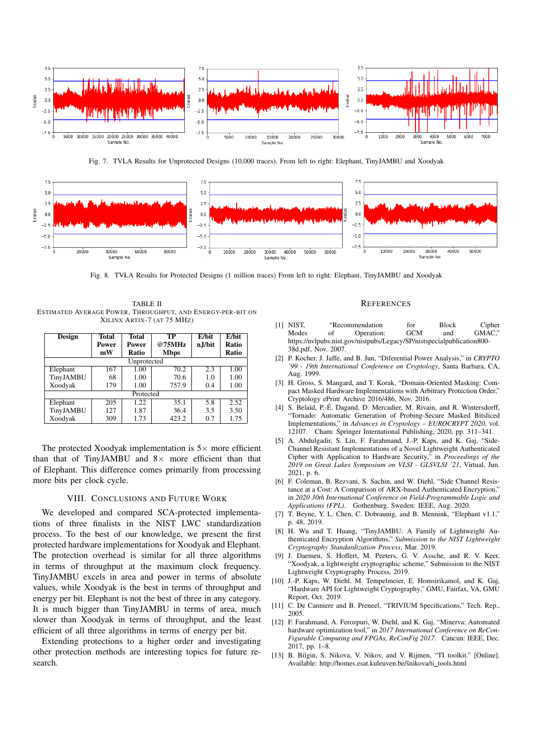Fig. 7. TVLA Results for Unprotected Designs (10,000 traces). From left to right: Elephant, TinyJAMBU and Xoodyak

Fig. 8. TVLA Results for Protected Designs (1 million traces) From left to right: Elephant, TinyJAMBU and Xoodyak

TABLE II
ESTIMATED AVERAGE POWER, THROUGHPUT, AND ENERGY-PER-BIT ON XILINX ARTIX-7 (AT 75 MHZ)

| Design | Total Power mW | Total Power Ratio | TP @75MHz Mbps | E/bit nJ/bit | E/bit Ratio Ratio |
|---|---|---|---|---|---|
| Unprotected | | | | | |
| Elephant | 167 | 1.00 | 70.2 | 2.3 | 1.00 |
| TinyJAMBU | 68 | 1.00 | 70.6 | 1.0 | 1.00 |
| Xoodyak | 179 | 1.00 | 757.9 | 0.4 | 1.00 |
| Protected | | | | | |
| Elephant | 205 | 1.22 | 35.1 | 5.8 | 2.52 |
| TinyJAMBU | 127 | 1.87 | 36.4 | 3.5 | 3.50 |
| Xoodyak | 309 | 1.73 | 423.2 | 0.7 | 1.75 |

The protected Xoodyak implementation is 5× more efficient than that of TinyJAMBU and 8× more efficient than that of Elephant. This difference comes primarily from processing more bits per clock cycle.

## VIII. CONCLUSIONS AND FUTURE WORK

We developed and compared SCA-protected implementations of three finalists in the NIST LWC standardization process. To the best of our knowledge, we present the first protected hardware implementations for Xoodyak and Elephant. The protection overhead is similar for all three algorithms in terms of throughput at the maximum clock frequency. TinyJAMBU excels in area and power in terms of absolute values, while Xoodyak is the best in terms of throughput and energy per bit. Elephant is not the best of three in any category. It is much bigger than TinyJAMBU in terms of area, much slower than Xoodyak in terms of throughput, and the least efficient of all three algorithms in terms of energy per bit.

Extending protections to a higher order and investigating other protection methods are interesting topics for future research.

## REFERENCES

[1] NIST, "Recommendation for Block Cipher Modes of Operation: GCM and GMAC," https://nvlpubs.nist.gov/nistpubs/Legacy/SP/nistspecialpublication800-38d.pdf, Nov. 2007.

[2] P. Kocher, J. Jaffe, and B. Jun, "Diferential Power Analysis," in *CRYPTO '99 - 19th International Conference on Cryptology*, Santa Barbara, CA, Aug. 1999.

[3] H. Gross, S. Mangard, and T. Korak, "Domain-Oriented Masking: Compact Masked Hardware Implementations with Arbitrary Protection Order," Cryptology ePrint Archive 2016/486, Nov. 2016.

[4] S. Belaïd, P.-É. Dagand, D. Mercadier, M. Rivain, and R. Wintersdorff, "Tornado: Automatic Generation of Probing-Secure Masked Bitsliced Implementations," in *Advances in Cryptology – EUROCRYPT 2020*, vol. 12107. Cham: Springer International Publishing, 2020, pp. 311–341.

[5] A. Abdulgadir, S. Lin, F. Farahmand, J.-P. Kaps, and K. Gaj, "Side-Channel Resistant Implementations of a Novel Lightweight Authenticated Cipher with Application to Hardware Security," in *Proceedings of the 2019 on Great Lakes Symposium on VLSI - GLSVLSI '21*, Virtual, Jun. 2021, p. 6.

[6] F. Coleman, B. Rezvani, S. Sachin, and W. Diehl, "Side Channel Resistance at a Cost: A Comparison of ARX-based Authenticated Encryption," in *2020 30th International Conference on Field-Programmable Logic and Applications (FPL)*. Gothenburg, Sweden: IEEE, Aug. 2020.

[7] T. Beyne, Y. L. Chen, C. Dobraunig, and B. Mennink, "Elephant v1.1," p. 48, 2019.

[8] H. Wu and T. Huang, "TinyJAMBU: A Family of Lightweight Authenticated Encryption Algorithms," *Submission to the NIST Lightweight Cryptography Standardization Process*, Mar. 2019.

[9] J. Daemen, S. Hoffert, M. Peeters, G. V. Assche, and R. V. Keer, "Xoodyak, a lightweight cryptographic scheme," Submission to the NIST Lightweight Cryptography Process, 2019.

[10] J.-P. Kaps, W. Diehl, M. Tempelmeier, E. Homsirikamol, and K. Gaj, "Hardware API for Lightweight Cryptography," GMU, Fairfax, VA, GMU Report, Oct. 2019.

[11] C. De Canniere and B. Preneel, "TRIVIUM Specifications," Tech. Rep., 2005.

[12] F. Farahmand, A. Ferozpuri, W. Diehl, and K. Gaj, "Minerva: Automated hardware optimization tool," in *2017 International Conference on ReConFigurable Computing and FPGAs, ReConFig 2017*. Cancun: IEEE, Dec. 2017, pp. 1–8.

[13] B. Bilgin, S. Nikova, V. Nikov, and V. Rijmen, "TI toolkit." [Online]. Available: http://homes.esat.kuleuven.be/šnikova/ti_tools.html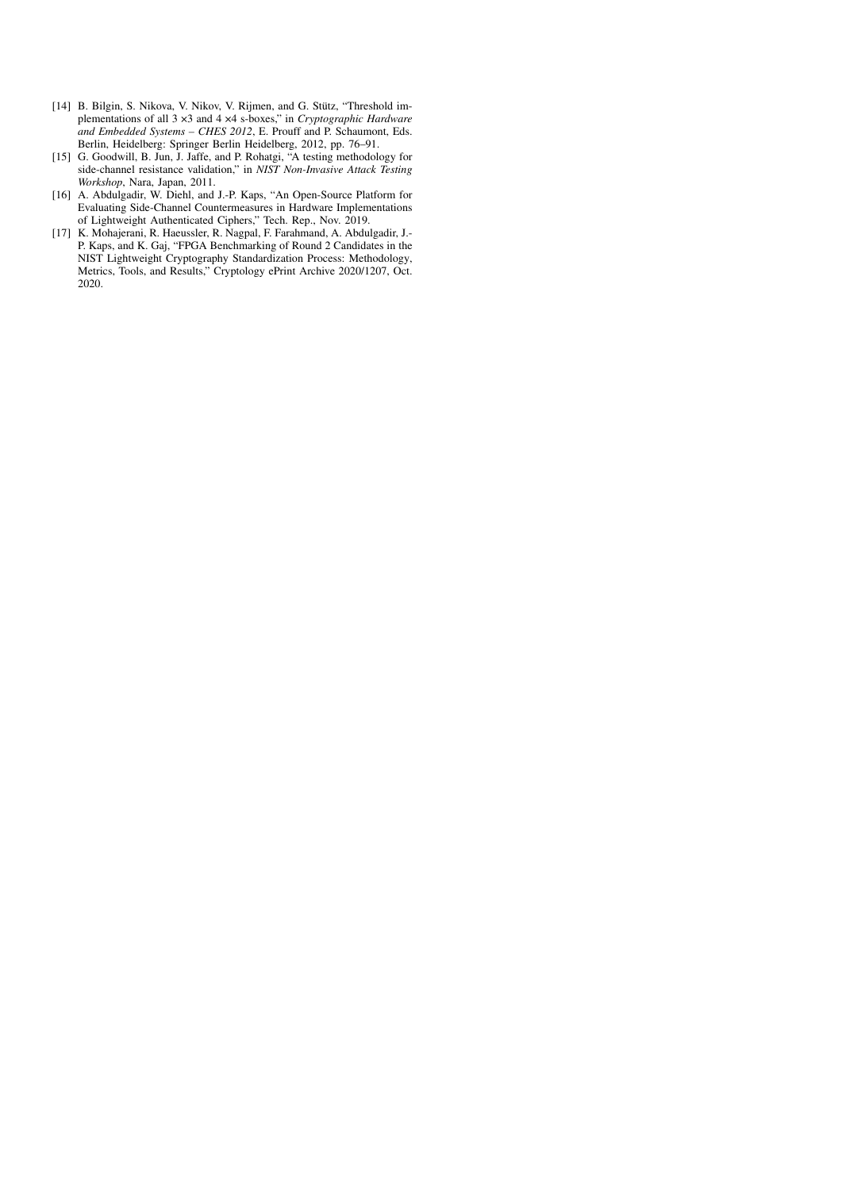[14] B. Bilgin, S. Nikova, V. Nikov, V. Rijmen, and G. Stütz, "Threshold implementations of all $3 \times 3$ and $4 \times 4$ s-boxes," in *Cryptographic Hardware and Embedded Systems – CHES 2012*, E. Prouff and P. Schaumont, Eds. Berlin, Heidelberg: Springer Berlin Heidelberg, 2012, pp. 76–91.

[15] G. Goodwill, B. Jun, J. Jaffe, and P. Rohatgi, "A testing methodology for side-channel resistance validation," in *NIST Non-Invasive Attack Testing Workshop*, Nara, Japan, 2011.

[16] A. Abdulgadir, W. Diehl, and J.-P. Kaps, "An Open-Source Platform for Evaluating Side-Channel Countermeasures in Hardware Implementations of Lightweight Authenticated Ciphers," Tech. Rep., Nov. 2019.

[17] K. Mohajerani, R. Haeussler, R. Nagpal, F. Farahmand, A. Abdulgadir, J.-P. Kaps, and K. Gaj, "FPGA Benchmarking of Round 2 Candidates in the NIST Lightweight Cryptography Standardization Process: Methodology, Metrics, Tools, and Results," Cryptology ePrint Archive 2020/1207, Oct. 2020.